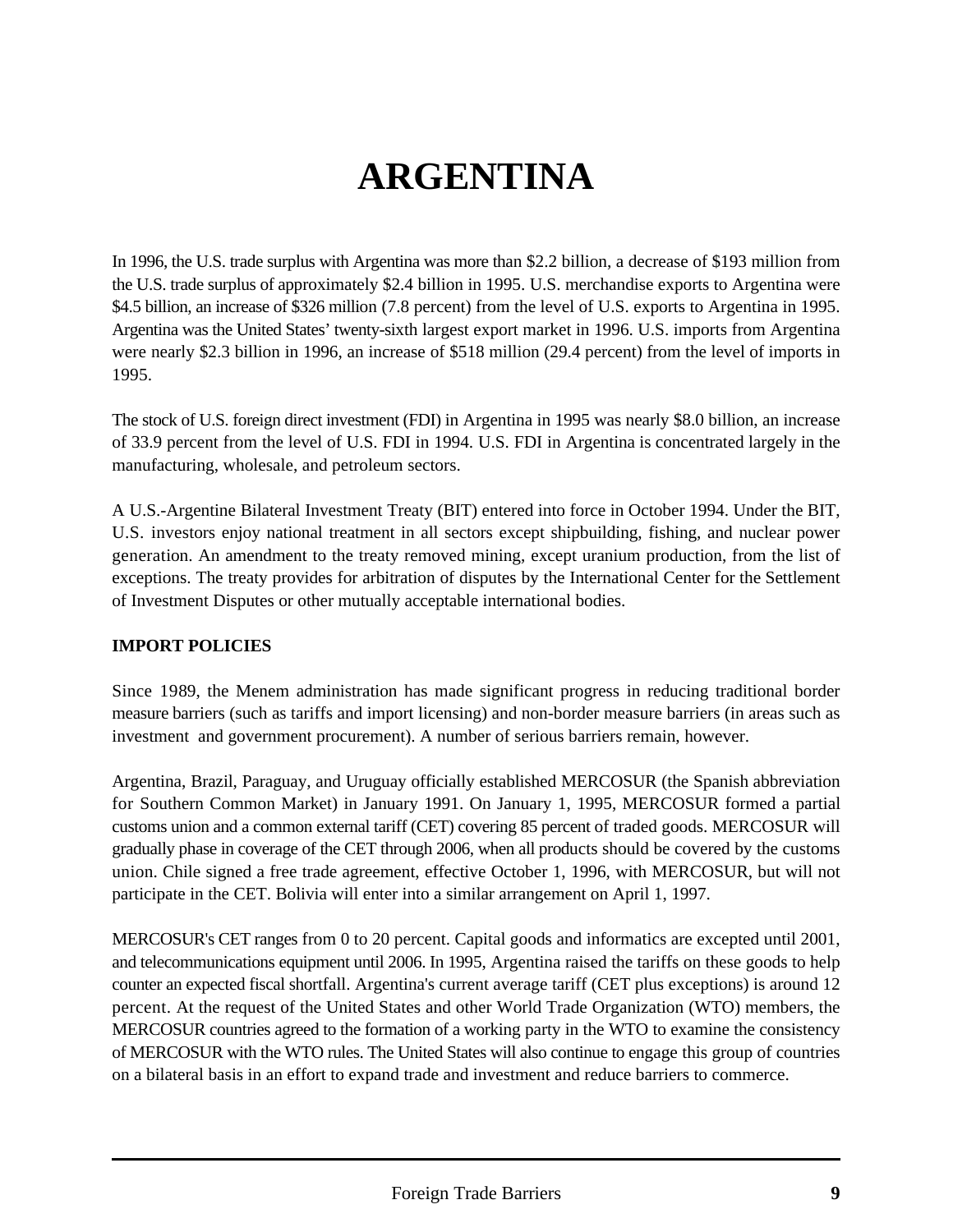# ARGENTINA

In 1996, the U.S. trade surplus with Argentina was more than $2.2 billion, a decrease of $193 million from the U.S. trade surplus of approximately $2.4 billion in 1995. U.S. merchandise exports to Argentina were $4.5 billion, an increase of $326 million (7.8 percent) from the level of U.S. exports to Argentina in 1995. Argentina was the United States' twenty-sixth largest export market in 1996. U.S. imports from Argentina were nearly $2.3 billion in 1996, an increase of $518 million (29.4 percent) from the level of imports in 1995.

The stock of U.S. foreign direct investment (FDI) in Argentina in 1995 was nearly $8.0 billion, an increase of 33.9 percent from the level of U.S. FDI in 1994. U.S. FDI in Argentina is concentrated largely in the manufacturing, wholesale, and petroleum sectors.

A U.S.-Argentine Bilateral Investment Treaty (BIT) entered into force in October 1994. Under the BIT, U.S. investors enjoy national treatment in all sectors except shipbuilding, fishing, and nuclear power generation. An amendment to the treaty removed mining, except uranium production, from the list of exceptions. The treaty provides for arbitration of disputes by the International Center for the Settlement of Investment Disputes or other mutually acceptable international bodies.

## IMPORT POLICIES

Since 1989, the Menem administration has made significant progress in reducing traditional border measure barriers (such as tariffs and import licensing) and non-border measure barriers (in areas such as investment and government procurement). A number of serious barriers remain, however.

Argentina, Brazil, Paraguay, and Uruguay officially established MERCOSUR (the Spanish abbreviation for Southern Common Market) in January 1991. On January 1, 1995, MERCOSUR formed a partial customs union and a common external tariff (CET) covering 85 percent of traded goods. MERCOSUR will gradually phase in coverage of the CET through 2006, when all products should be covered by the customs union. Chile signed a free trade agreement, effective October 1, 1996, with MERCOSUR, but will not participate in the CET. Bolivia will enter into a similar arrangement on April 1, 1997.

MERCOSUR's CET ranges from 0 to 20 percent. Capital goods and informatics are excepted until 2001, and telecommunications equipment until 2006. In 1995, Argentina raised the tariffs on these goods to help counter an expected fiscal shortfall. Argentina's current average tariff (CET plus exceptions) is around 12 percent. At the request of the United States and other World Trade Organization (WTO) members, the MERCOSUR countries agreed to the formation of a working party in the WTO to examine the consistency of MERCOSUR with the WTO rules. The United States will also continue to engage this group of countries on a bilateral basis in an effort to expand trade and investment and reduce barriers to commerce.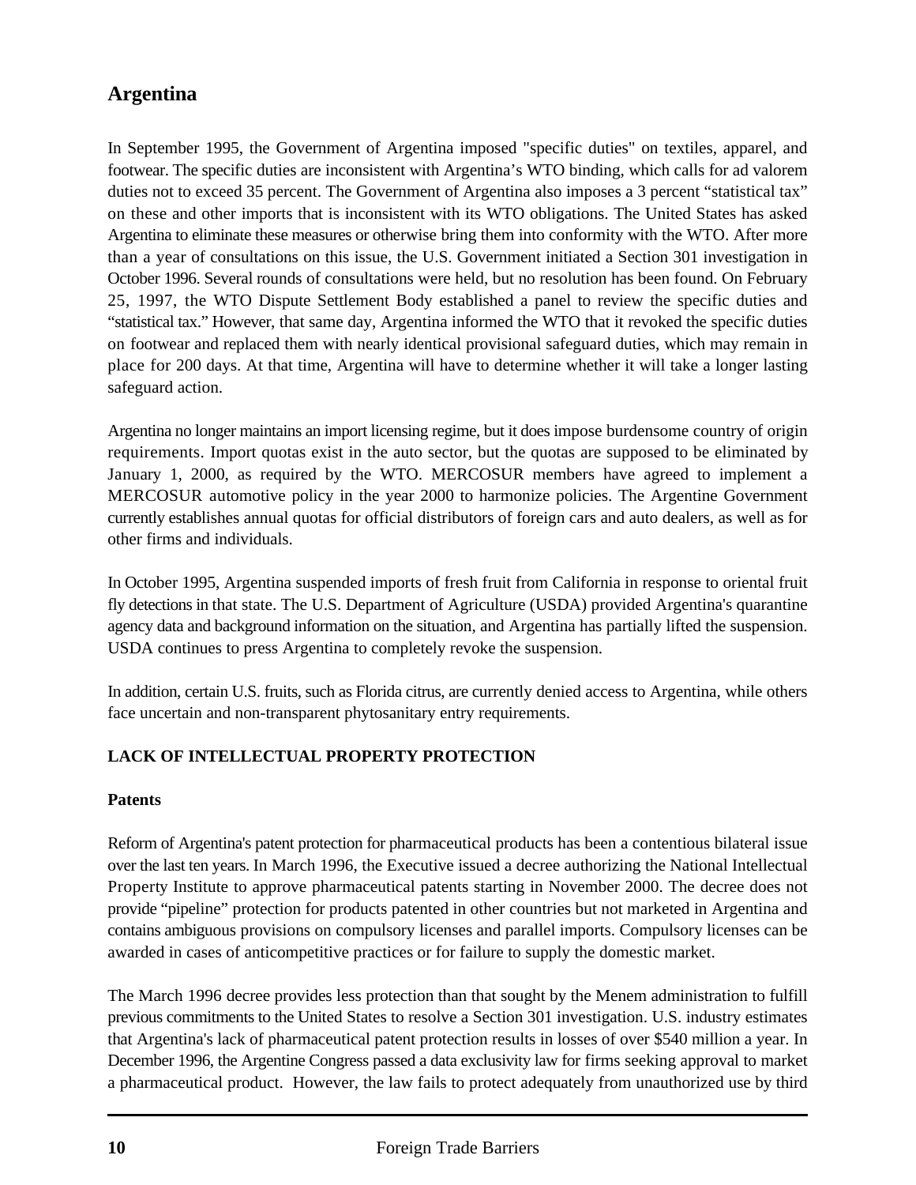## Argentina

In September 1995, the Government of Argentina imposed "specific duties" on textiles, apparel, and footwear. The specific duties are inconsistent with Argentina's WTO binding, which calls for ad valorem duties not to exceed 35 percent. The Government of Argentina also imposes a 3 percent "statistical tax" on these and other imports that is inconsistent with its WTO obligations. The United States has asked Argentina to eliminate these measures or otherwise bring them into conformity with the WTO. After more than a year of consultations on this issue, the U.S. Government initiated a Section 301 investigation in October 1996. Several rounds of consultations were held, but no resolution has been found. On February 25, 1997, the WTO Dispute Settlement Body established a panel to review the specific duties and "statistical tax." However, that same day, Argentina informed the WTO that it revoked the specific duties on footwear and replaced them with nearly identical provisional safeguard duties, which may remain in place for 200 days. At that time, Argentina will have to determine whether it will take a longer lasting safeguard action.

Argentina no longer maintains an import licensing regime, but it does impose burdensome country of origin requirements. Import quotas exist in the auto sector, but the quotas are supposed to be eliminated by January 1, 2000, as required by the WTO. MERCOSUR members have agreed to implement a MERCOSUR automotive policy in the year 2000 to harmonize policies. The Argentine Government currently establishes annual quotas for official distributors of foreign cars and auto dealers, as well as for other firms and individuals.

In October 1995, Argentina suspended imports of fresh fruit from California in response to oriental fruit fly detections in that state. The U.S. Department of Agriculture (USDA) provided Argentina's quarantine agency data and background information on the situation, and Argentina has partially lifted the suspension. USDA continues to press Argentina to completely revoke the suspension.

In addition, certain U.S. fruits, such as Florida citrus, are currently denied access to Argentina, while others face uncertain and non-transparent phytosanitary entry requirements.

### LACK OF INTELLECTUAL PROPERTY PROTECTION

#### Patents

Reform of Argentina's patent protection for pharmaceutical products has been a contentious bilateral issue over the last ten years. In March 1996, the Executive issued a decree authorizing the National Intellectual Property Institute to approve pharmaceutical patents starting in November 2000. The decree does not provide "pipeline" protection for products patented in other countries but not marketed in Argentina and contains ambiguous provisions on compulsory licenses and parallel imports. Compulsory licenses can be awarded in cases of anticompetitive practices or for failure to supply the domestic market.

The March 1996 decree provides less protection than that sought by the Menem administration to fulfill previous commitments to the United States to resolve a Section 301 investigation. U.S. industry estimates that Argentina's lack of pharmaceutical patent protection results in losses of over $540 million a year. In December 1996, the Argentine Congress passed a data exclusivity law for firms seeking approval to market a pharmaceutical product. However, the law fails to protect adequately from unauthorized use by third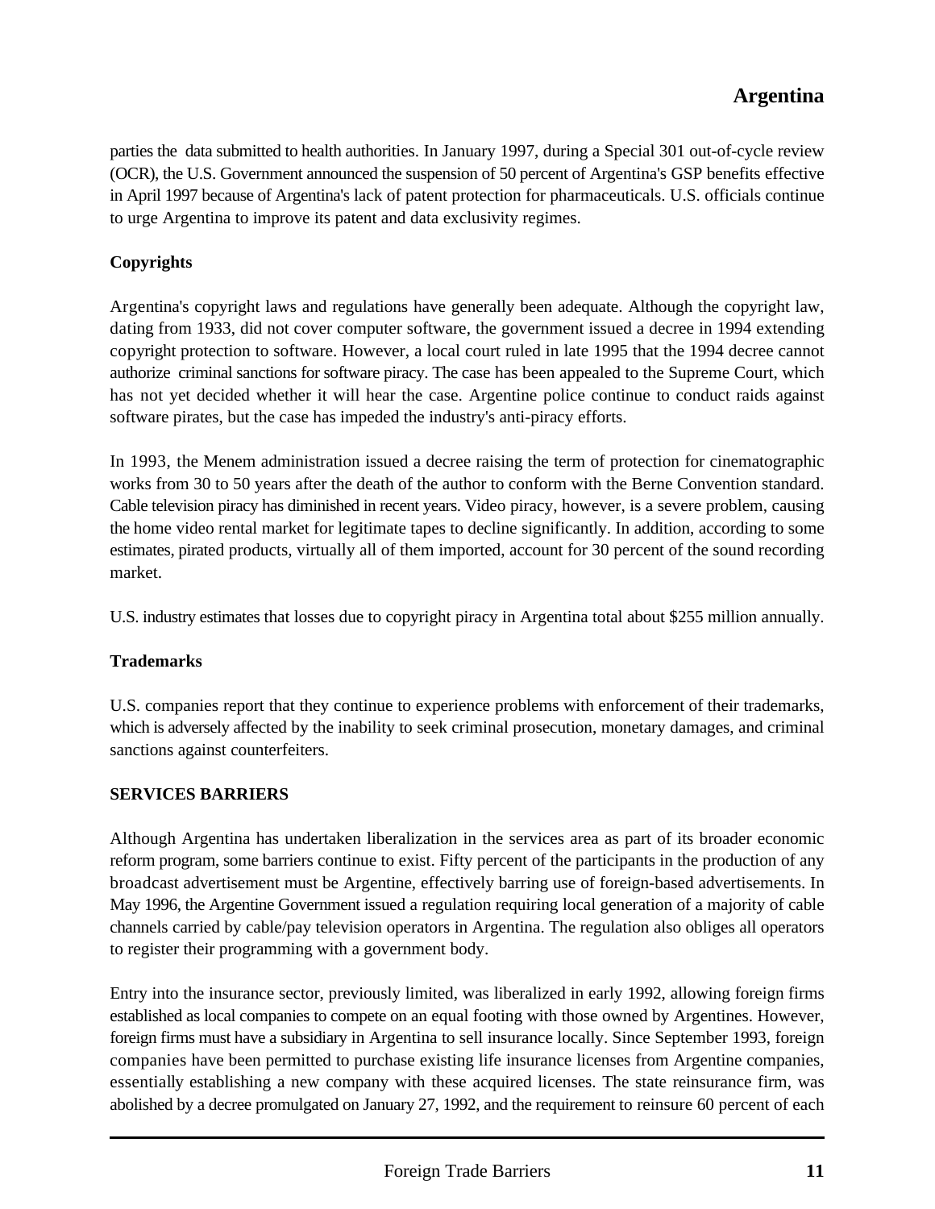parties the data submitted to health authorities. In January 1997, during a Special 301 out-of-cycle review (OCR), the U.S. Government announced the suspension of 50 percent of Argentina's GSP benefits effective in April 1997 because of Argentina's lack of patent protection for pharmaceuticals. U.S. officials continue to urge Argentina to improve its patent and data exclusivity regimes.

**Copyrights**

Argentina's copyright laws and regulations have generally been adequate. Although the copyright law, dating from 1933, did not cover computer software, the government issued a decree in 1994 extending copyright protection to software. However, a local court ruled in late 1995 that the 1994 decree cannot authorize criminal sanctions for software piracy. The case has been appealed to the Supreme Court, which has not yet decided whether it will hear the case. Argentine police continue to conduct raids against software pirates, but the case has impeded the industry's anti-piracy efforts.

In 1993, the Menem administration issued a decree raising the term of protection for cinematographic works from 30 to 50 years after the death of the author to conform with the Berne Convention standard. Cable television piracy has diminished in recent years. Video piracy, however, is a severe problem, causing the home video rental market for legitimate tapes to decline significantly. In addition, according to some estimates, pirated products, virtually all of them imported, account for 30 percent of the sound recording market.

U.S. industry estimates that losses due to copyright piracy in Argentina total about $255 million annually.

**Trademarks**

U.S. companies report that they continue to experience problems with enforcement of their trademarks, which is adversely affected by the inability to seek criminal prosecution, monetary damages, and criminal sanctions against counterfeiters.

## SERVICES BARRIERS

Although Argentina has undertaken liberalization in the services area as part of its broader economic reform program, some barriers continue to exist. Fifty percent of the participants in the production of any broadcast advertisement must be Argentine, effectively barring use of foreign-based advertisements. In May 1996, the Argentine Government issued a regulation requiring local generation of a majority of cable channels carried by cable/pay television operators in Argentina. The regulation also obliges all operators to register their programming with a government body.

Entry into the insurance sector, previously limited, was liberalized in early 1992, allowing foreign firms established as local companies to compete on an equal footing with those owned by Argentines. However, foreign firms must have a subsidiary in Argentina to sell insurance locally. Since September 1993, foreign companies have been permitted to purchase existing life insurance licenses from Argentine companies, essentially establishing a new company with these acquired licenses. The state reinsurance firm, was abolished by a decree promulgated on January 27, 1992, and the requirement to reinsure 60 percent of each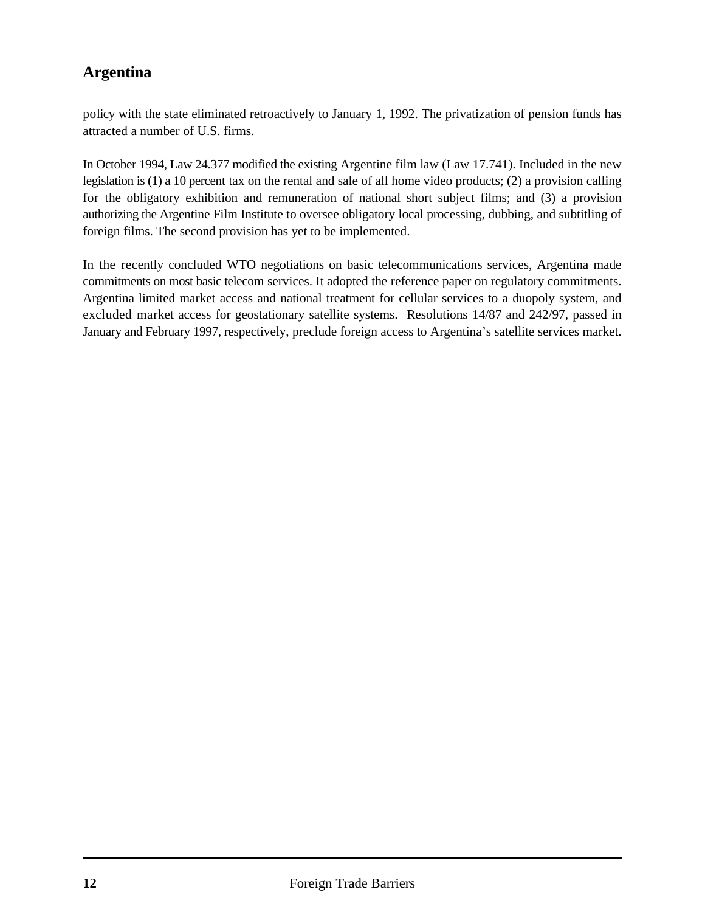policy with the state eliminated retroactively to January 1, 1992. The privatization of pension funds has attracted a number of U.S. firms.

In October 1994, Law 24.377 modified the existing Argentine film law (Law 17.741). Included in the new legislation is (1) a 10 percent tax on the rental and sale of all home video products; (2) a provision calling for the obligatory exhibition and remuneration of national short subject films; and (3) a provision authorizing the Argentine Film Institute to oversee obligatory local processing, dubbing, and subtitling of foreign films. The second provision has yet to be implemented.

In the recently concluded WTO negotiations on basic telecommunications services, Argentina made commitments on most basic telecom services. It adopted the reference paper on regulatory commitments. Argentina limited market access and national treatment for cellular services to a duopoly system, and excluded market access for geostationary satellite systems. Resolutions 14/87 and 242/97, passed in January and February 1997, respectively, preclude foreign access to Argentina's satellite services market.